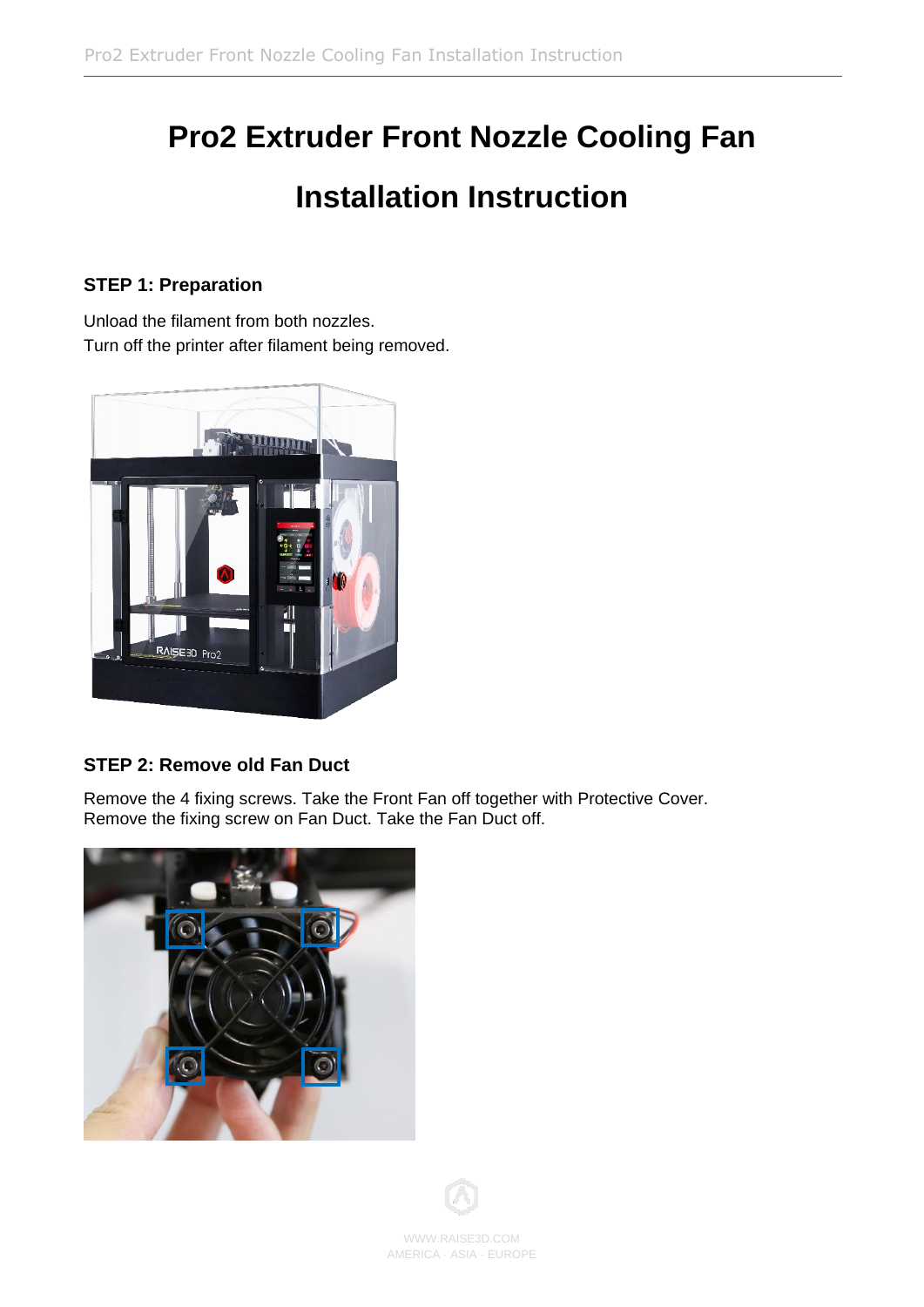# Pro2 Extruder Front Nozzle Cooling Fan Installation Instruction

### STEP 1: Preparation

Unload the filament from both nozzles.
Turn off the printer after filament being removed.

### STEP 2: Remove old Fan Duct

Remove the 4 fixing screws. Take the Front Fan off together with Protective Cover.
Remove the fixing screw on Fan Duct. Take the Fan Duct off.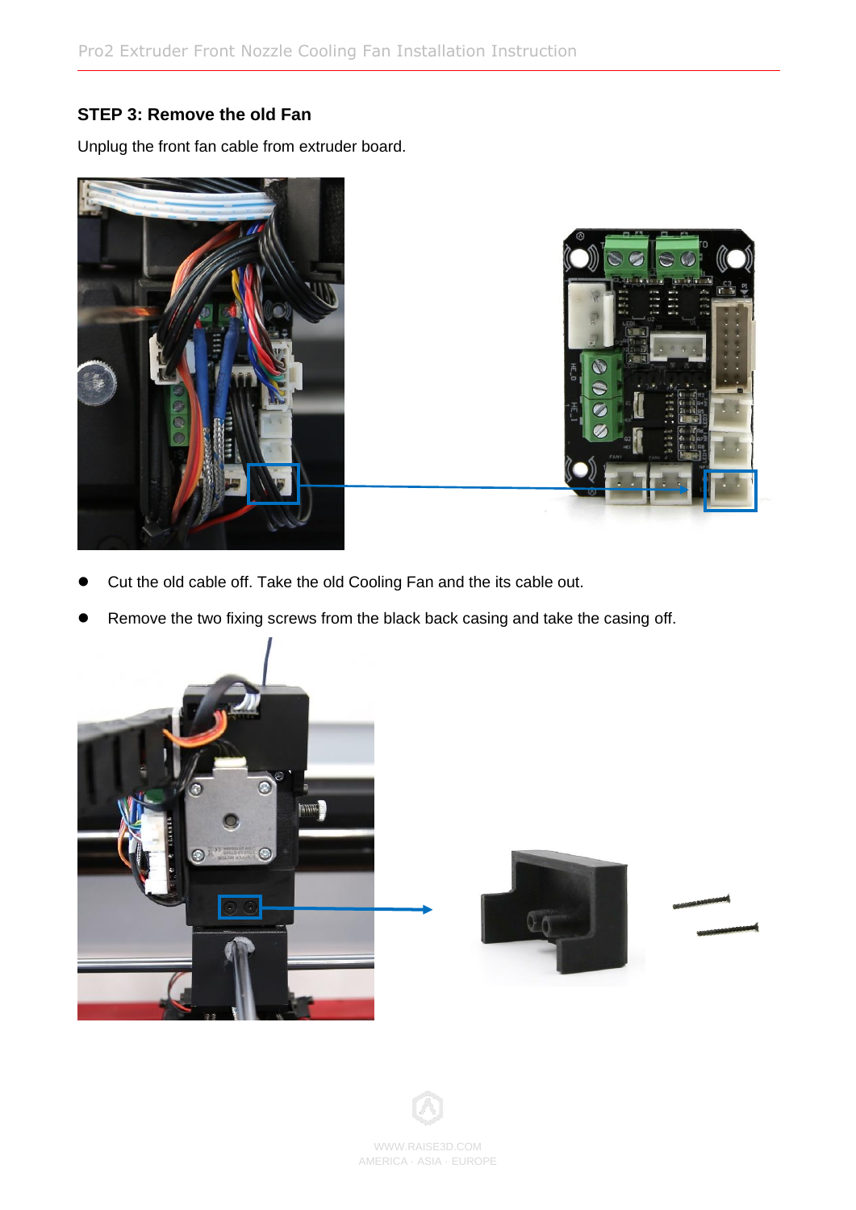### STEP 3: Remove the old Fan

Unplug the front fan cable from extruder board.

- Cut the old cable off. Take the old Cooling Fan and the its cable out.
- Remove the two fixing screws from the black back casing and take the casing off.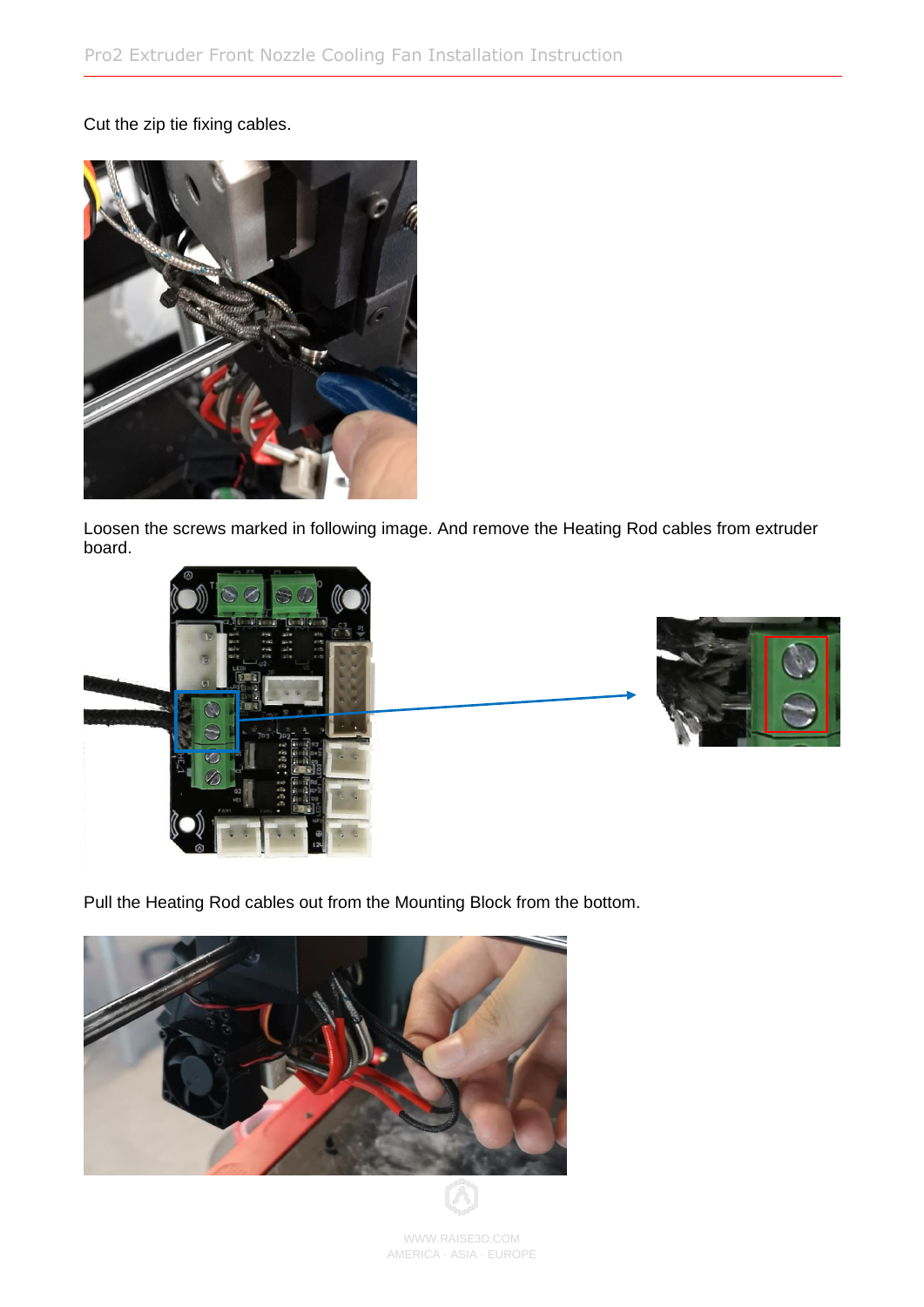Cut the zip tie fixing cables.

Loosen the screws marked in following image. And remove the Heating Rod cables from extruder board.

Pull the Heating Rod cables out from the Mounting Block from the bottom.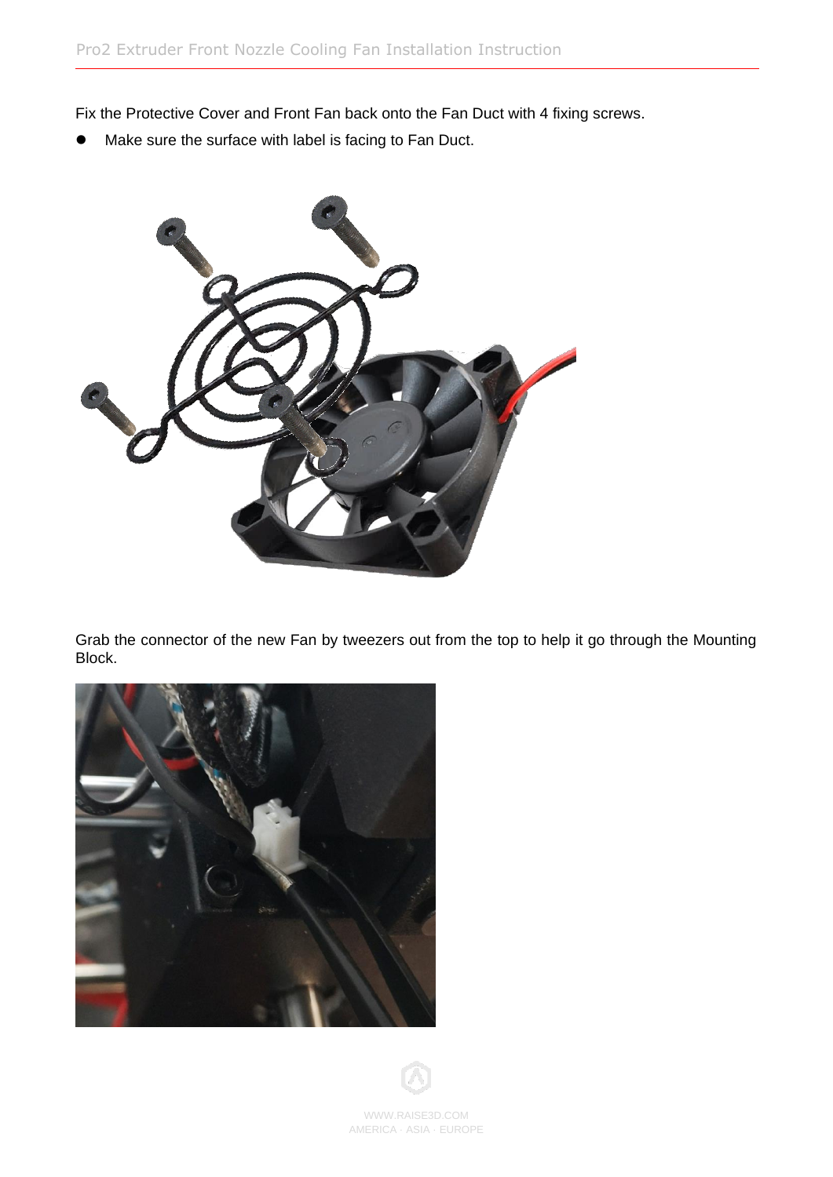Fix the Protective Cover and Front Fan back onto the Fan Duct with 4 fixing screws.

- Make sure the surface with label is facing to Fan Duct.

Grab the connector of the new Fan by tweezers out from the top to help it go through the Mounting Block.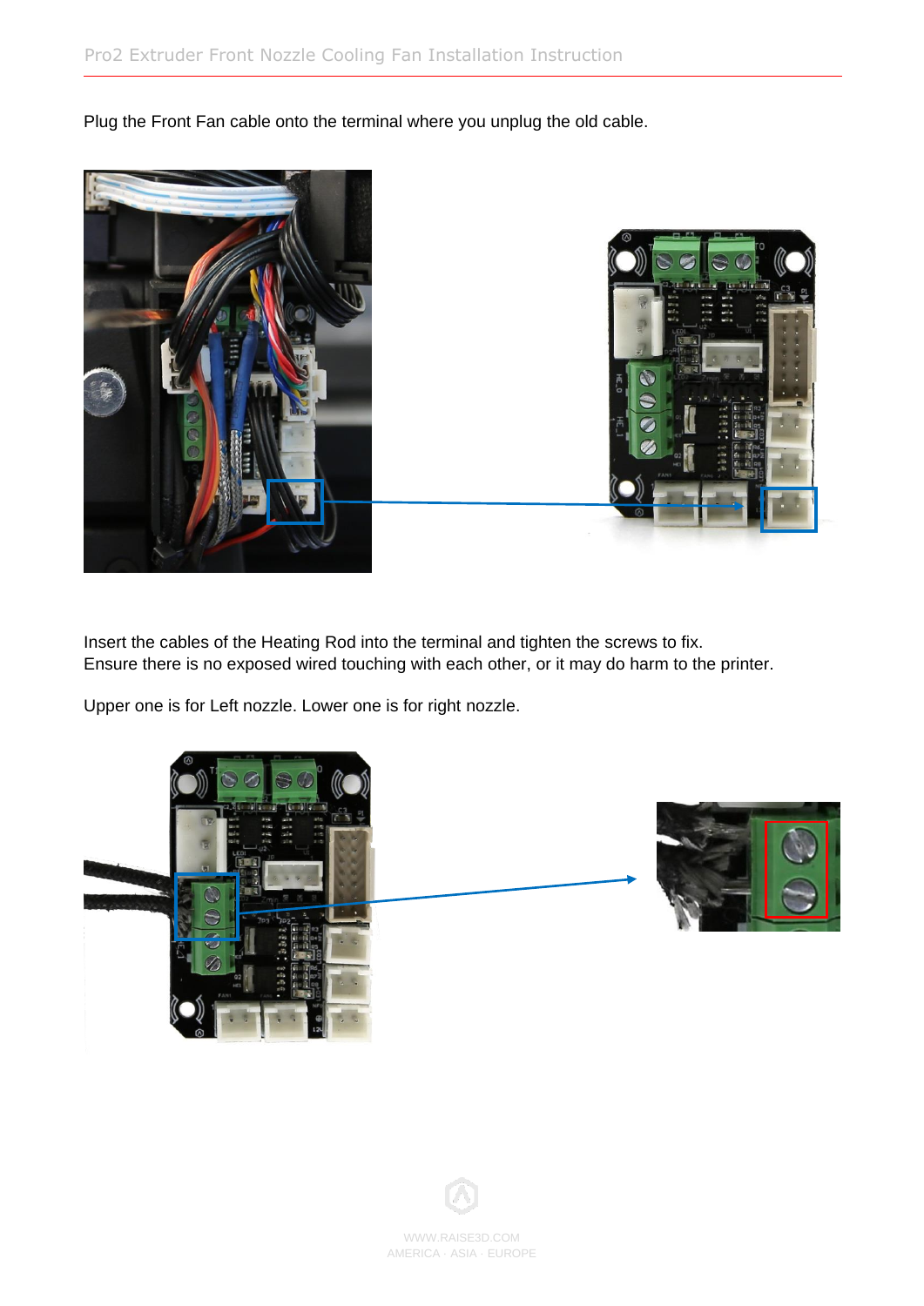Plug the Front Fan cable onto the terminal where you unplug the old cable.

Insert the cables of the Heating Rod into the terminal and tighten the screws to fix.
Ensure there is no exposed wired touching with each other, or it may do harm to the printer.

Upper one is for Left nozzle. Lower one is for right nozzle.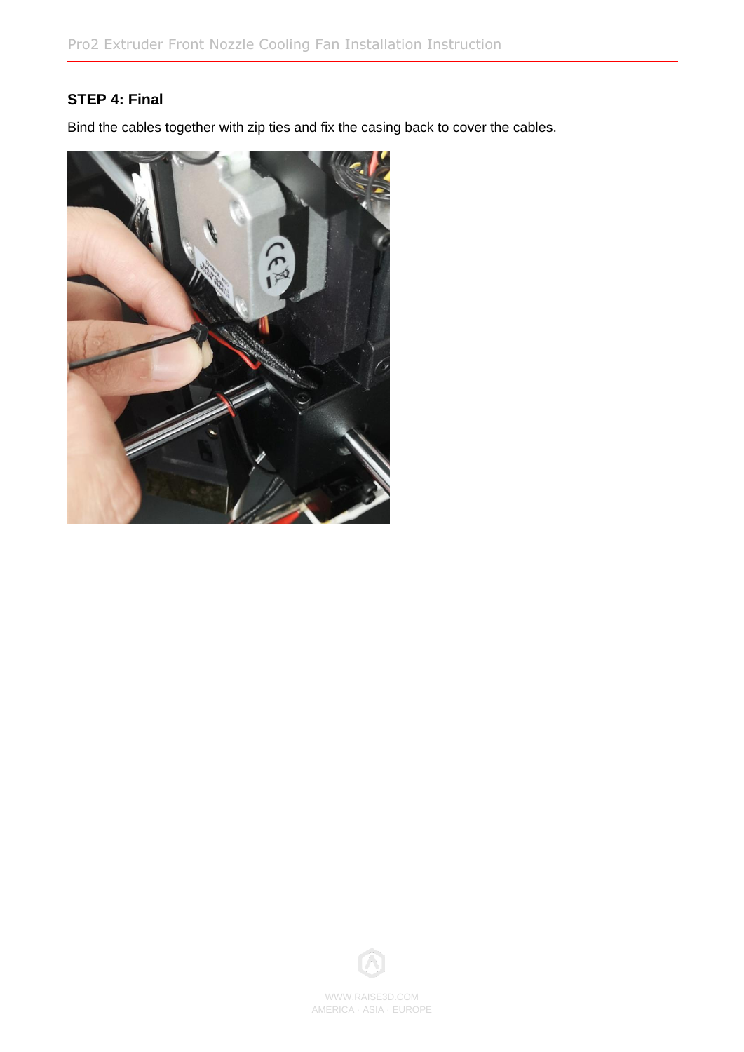### STEP 4: Final

Bind the cables together with zip ties and fix the casing back to cover the cables.